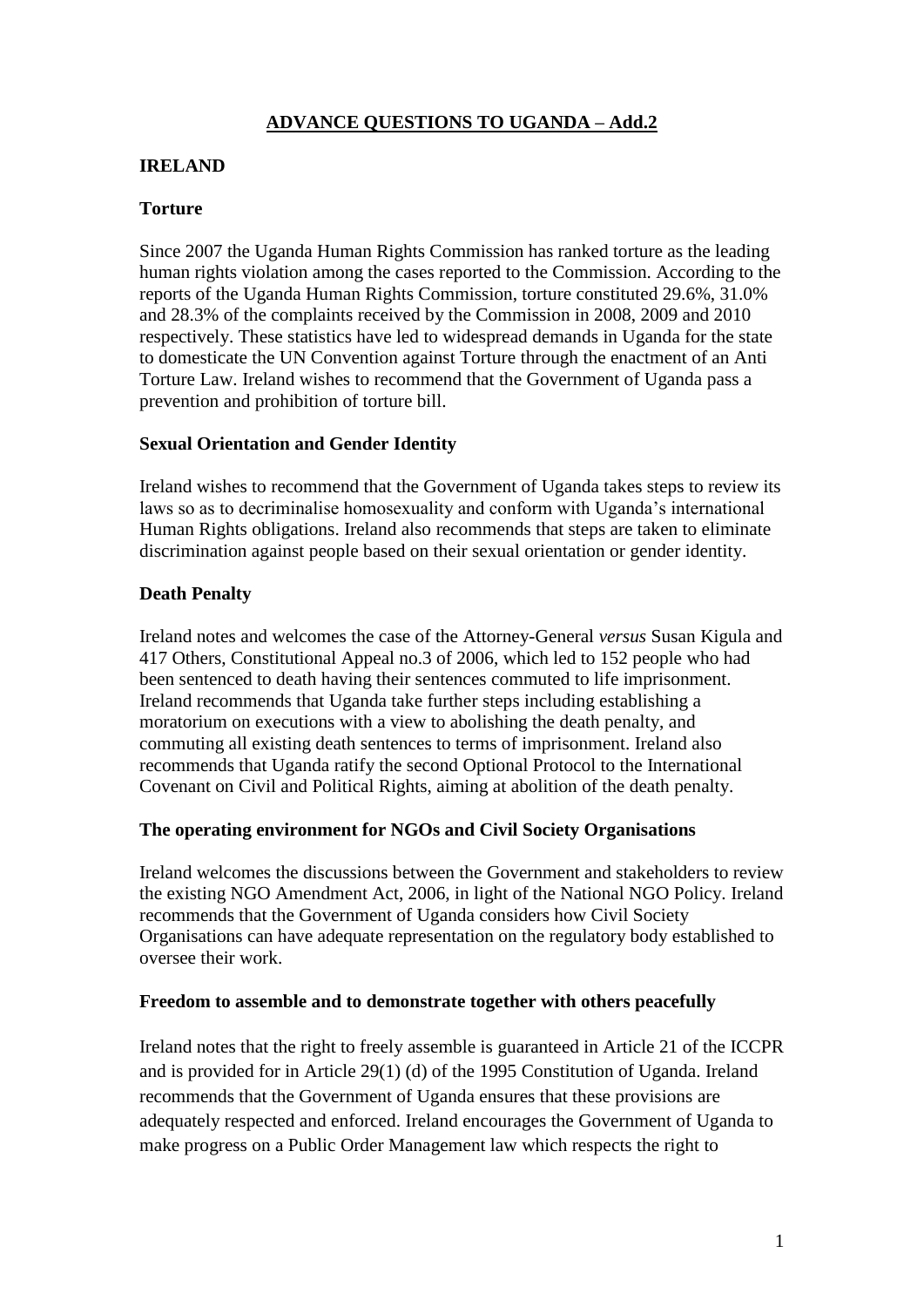# ADVANCE QUESTIONS TO UGANDA – Add.2

## IRELAND

### Torture

Since 2007 the Uganda Human Rights Commission has ranked torture as the leading human rights violation among the cases reported to the Commission. According to the reports of the Uganda Human Rights Commission, torture constituted 29.6%, 31.0% and 28.3% of the complaints received by the Commission in 2008, 2009 and 2010 respectively. These statistics have led to widespread demands in Uganda for the state to domesticate the UN Convention against Torture through the enactment of an Anti Torture Law. Ireland wishes to recommend that the Government of Uganda pass a prevention and prohibition of torture bill.

### Sexual Orientation and Gender Identity

Ireland wishes to recommend that the Government of Uganda takes steps to review its laws so as to decriminalise homosexuality and conform with Uganda's international Human Rights obligations. Ireland also recommends that steps are taken to eliminate discrimination against people based on their sexual orientation or gender identity.

### Death Penalty

Ireland notes and welcomes the case of the Attorney-General *versus* Susan Kigula and 417 Others, Constitutional Appeal no.3 of 2006, which led to 152 people who had been sentenced to death having their sentences commuted to life imprisonment. Ireland recommends that Uganda take further steps including establishing a moratorium on executions with a view to abolishing the death penalty, and commuting all existing death sentences to terms of imprisonment. Ireland also recommends that Uganda ratify the second Optional Protocol to the International Covenant on Civil and Political Rights, aiming at abolition of the death penalty.

### The operating environment for NGOs and Civil Society Organisations

Ireland welcomes the discussions between the Government and stakeholders to review the existing NGO Amendment Act, 2006, in light of the National NGO Policy. Ireland recommends that the Government of Uganda considers how Civil Society Organisations can have adequate representation on the regulatory body established to oversee their work.

### Freedom to assemble and to demonstrate together with others peacefully

Ireland notes that the right to freely assemble is guaranteed in Article 21 of the ICCPR and is provided for in Article 29(1) (d) of the 1995 Constitution of Uganda. Ireland recommends that the Government of Uganda ensures that these provisions are adequately respected and enforced. Ireland encourages the Government of Uganda to make progress on a Public Order Management law which respects the right to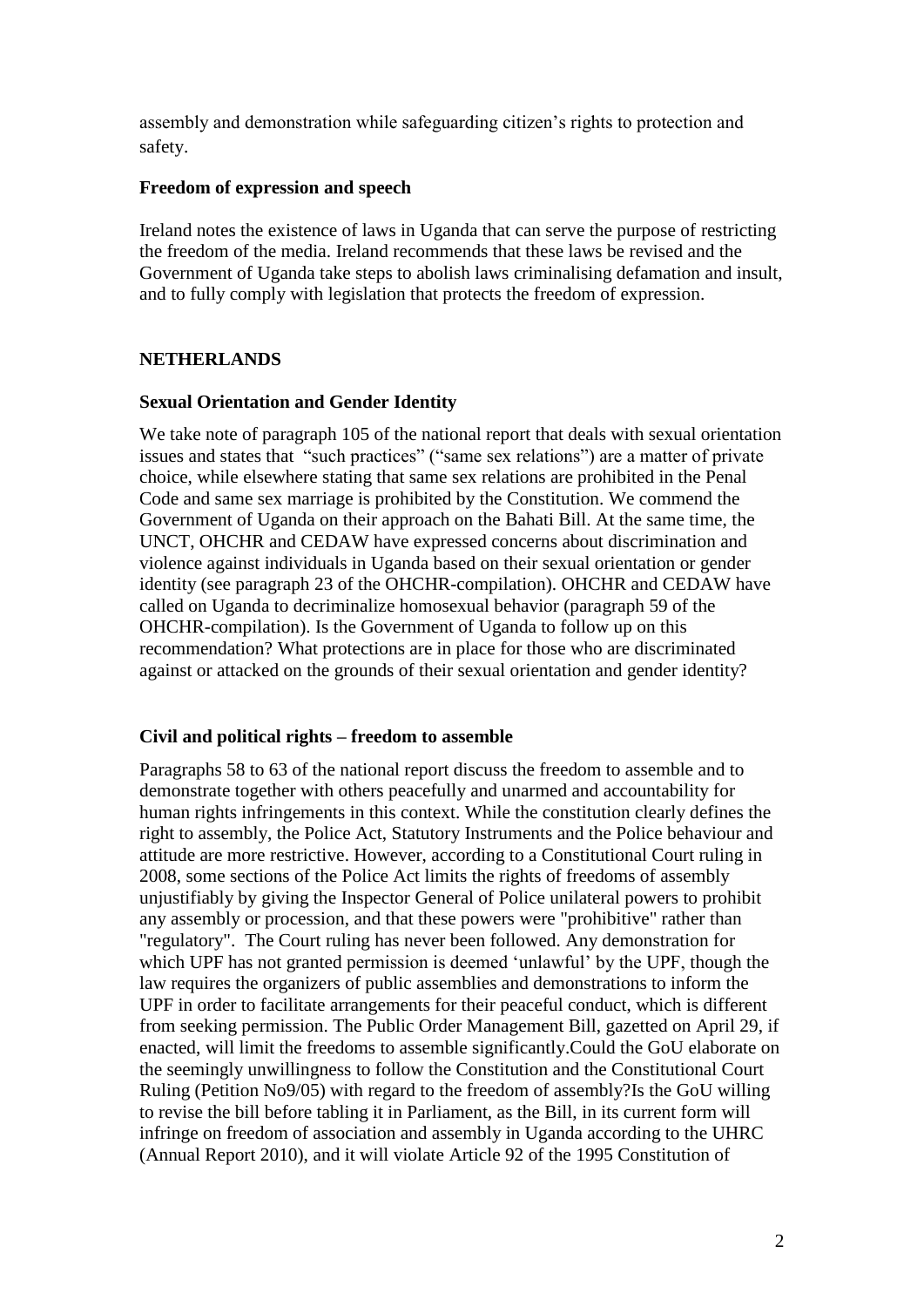assembly and demonstration while safeguarding citizen's rights to protection and safety.

**Freedom of expression and speech**

Ireland notes the existence of laws in Uganda that can serve the purpose of restricting the freedom of the media. Ireland recommends that these laws be revised and the Government of Uganda take steps to abolish laws criminalising defamation and insult, and to fully comply with legislation that protects the freedom of expression.

## NETHERLANDS

**Sexual Orientation and Gender Identity**

We take note of paragraph 105 of the national report that deals with sexual orientation issues and states that "such practices" ("same sex relations") are a matter of private choice, while elsewhere stating that same sex relations are prohibited in the Penal Code and same sex marriage is prohibited by the Constitution. We commend the Government of Uganda on their approach on the Bahati Bill. At the same time, the UNCT, OHCHR and CEDAW have expressed concerns about discrimination and violence against individuals in Uganda based on their sexual orientation or gender identity (see paragraph 23 of the OHCHR-compilation). OHCHR and CEDAW have called on Uganda to decriminalize homosexual behavior (paragraph 59 of the OHCHR-compilation). Is the Government of Uganda to follow up on this recommendation? What protections are in place for those who are discriminated against or attacked on the grounds of their sexual orientation and gender identity?

**Civil and political rights – freedom to assemble**

Paragraphs 58 to 63 of the national report discuss the freedom to assemble and to demonstrate together with others peacefully and unarmed and accountability for human rights infringements in this context. While the constitution clearly defines the right to assembly, the Police Act, Statutory Instruments and the Police behaviour and attitude are more restrictive. However, according to a Constitutional Court ruling in 2008, some sections of the Police Act limits the rights of freedoms of assembly unjustifiably by giving the Inspector General of Police unilateral powers to prohibit any assembly or procession, and that these powers were "prohibitive" rather than "regulatory". The Court ruling has never been followed. Any demonstration for which UPF has not granted permission is deemed 'unlawful' by the UPF, though the law requires the organizers of public assemblies and demonstrations to inform the UPF in order to facilitate arrangements for their peaceful conduct, which is different from seeking permission. The Public Order Management Bill, gazetted on April 29, if enacted, will limit the freedoms to assemble significantly.Could the GoU elaborate on the seemingly unwillingness to follow the Constitution and the Constitutional Court Ruling (Petition No9/05) with regard to the freedom of assembly?Is the GoU willing to revise the bill before tabling it in Parliament, as the Bill, in its current form will infringe on freedom of association and assembly in Uganda according to the UHRC (Annual Report 2010), and it will violate Article 92 of the 1995 Constitution of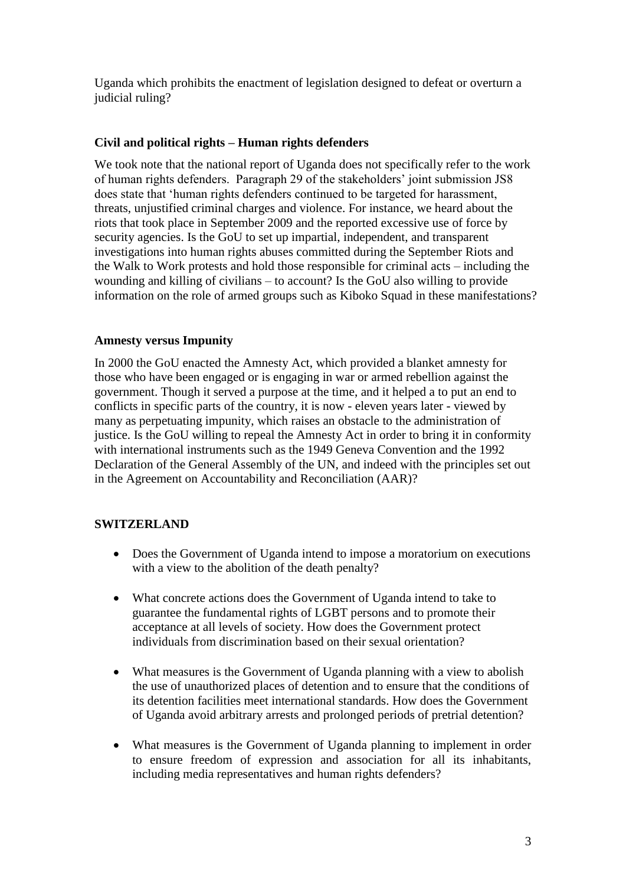Uganda which prohibits the enactment of legislation designed to defeat or overturn a judicial ruling?

**Civil and political rights – Human rights defenders**

We took note that the national report of Uganda does not specifically refer to the work of human rights defenders. Paragraph 29 of the stakeholders' joint submission JS8 does state that 'human rights defenders continued to be targeted for harassment, threats, unjustified criminal charges and violence. For instance, we heard about the riots that took place in September 2009 and the reported excessive use of force by security agencies. Is the GoU to set up impartial, independent, and transparent investigations into human rights abuses committed during the September Riots and the Walk to Work protests and hold those responsible for criminal acts – including the wounding and killing of civilians – to account? Is the GoU also willing to provide information on the role of armed groups such as Kiboko Squad in these manifestations?

**Amnesty versus Impunity**

In 2000 the GoU enacted the Amnesty Act, which provided a blanket amnesty for those who have been engaged or is engaging in war or armed rebellion against the government. Though it served a purpose at the time, and it helped a to put an end to conflicts in specific parts of the country, it is now - eleven years later - viewed by many as perpetuating impunity, which raises an obstacle to the administration of justice. Is the GoU willing to repeal the Amnesty Act in order to bring it in conformity with international instruments such as the 1949 Geneva Convention and the 1992 Declaration of the General Assembly of the UN, and indeed with the principles set out in the Agreement on Accountability and Reconciliation (AAR)?

**SWITZERLAND**

- Does the Government of Uganda intend to impose a moratorium on executions with a view to the abolition of the death penalty?
- What concrete actions does the Government of Uganda intend to take to guarantee the fundamental rights of LGBT persons and to promote their acceptance at all levels of society. How does the Government protect individuals from discrimination based on their sexual orientation?
- What measures is the Government of Uganda planning with a view to abolish the use of unauthorized places of detention and to ensure that the conditions of its detention facilities meet international standards. How does the Government of Uganda avoid arbitrary arrests and prolonged periods of pretrial detention?
- What measures is the Government of Uganda planning to implement in order to ensure freedom of expression and association for all its inhabitants, including media representatives and human rights defenders?